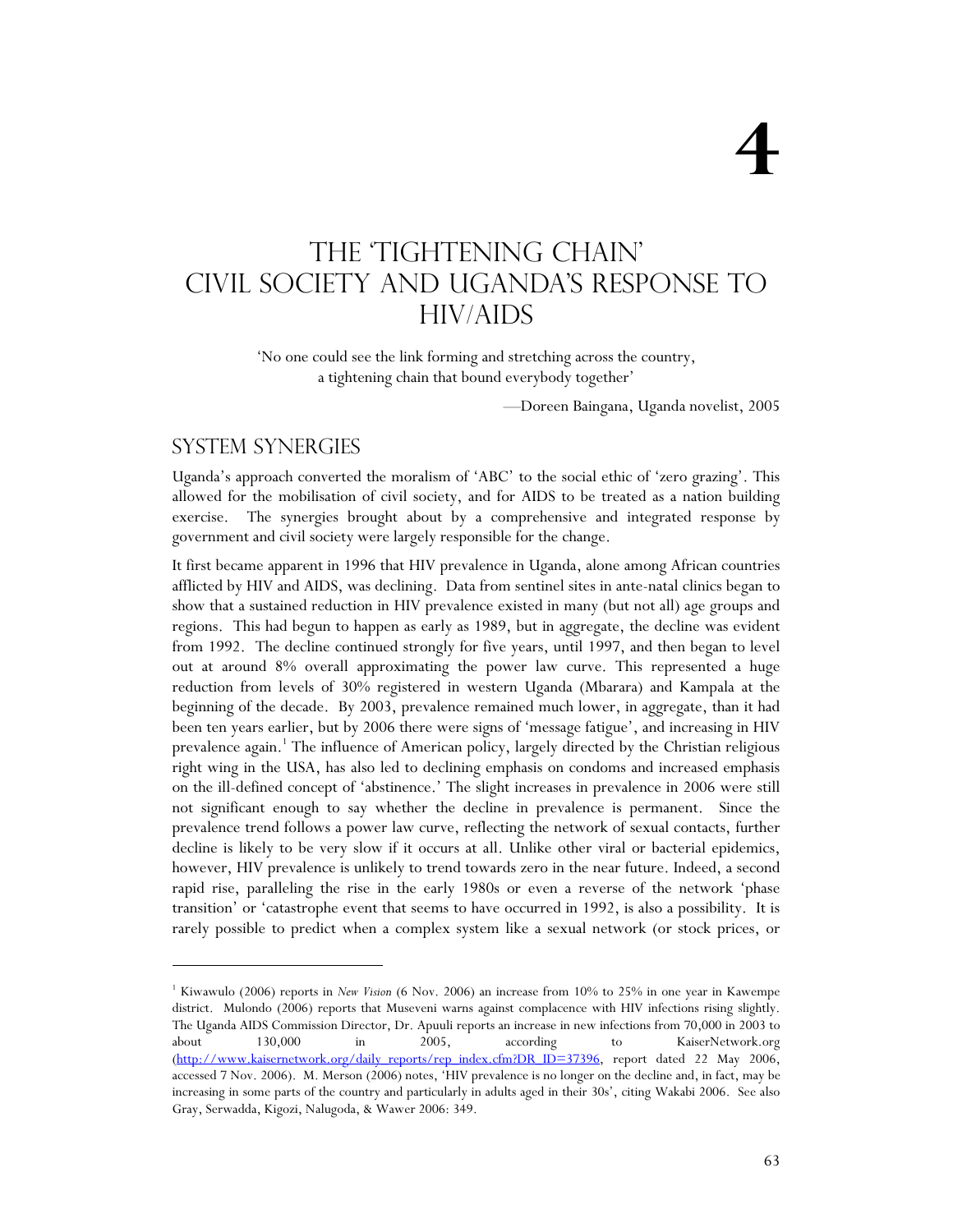# 4

# THE 'TIGHTENING CHAIN' CIVIL SOCIETY AND UGANDA'S RESPONSE TO HIV/AIDS

> 'No one could see the link forming and stretching across the country, a tightening chain that bound everybody together'
>
> —Doreen Baingana, Uganda novelist, 2005

## SYSTEM SYNERGIES

Uganda's approach converted the moralism of 'ABC' to the social ethic of 'zero grazing'. This allowed for the mobilisation of civil society, and for AIDS to be treated as a nation building exercise. The synergies brought about by a comprehensive and integrated response by government and civil society were largely responsible for the change.

It first became apparent in 1996 that HIV prevalence in Uganda, alone among African countries afflicted by HIV and AIDS, was declining. Data from sentinel sites in ante-natal clinics began to show that a sustained reduction in HIV prevalence existed in many (but not all) age groups and regions. This had begun to happen as early as 1989, but in aggregate, the decline was evident from 1992. The decline continued strongly for five years, until 1997, and then began to level out at around 8% overall approximating the power law curve. This represented a huge reduction from levels of 30% registered in western Uganda (Mbarara) and Kampala at the beginning of the decade. By 2003, prevalence remained much lower, in aggregate, than it had been ten years earlier, but by 2006 there were signs of 'message fatigue', and increasing in HIV prevalence again.[1] The influence of American policy, largely directed by the Christian religious right wing in the USA, has also led to declining emphasis on condoms and increased emphasis on the ill-defined concept of 'abstinence.' The slight increases in prevalence in 2006 were still not significant enough to say whether the decline in prevalence is permanent. Since the prevalence trend follows a power law curve, reflecting the network of sexual contacts, further decline is likely to be very slow if it occurs at all. Unlike other viral or bacterial epidemics, however, HIV prevalence is unlikely to trend towards zero in the near future. Indeed, a second rapid rise, paralleling the rise in the early 1980s or even a reverse of the network 'phase transition' or 'catastrophe event that seems to have occurred in 1992, is also a possibility. It is rarely possible to predict when a complex system like a sexual network (or stock prices, or

---

[1] Kiwawulo (2006) reports in *New Vision* (6 Nov. 2006) an increase from 10% to 25% in one year in Kawempe district. Mulondo (2006) reports that Museveni warns against complacence with HIV infections rising slightly. The Uganda AIDS Commission Director, Dr. Apuuli reports an increase in new infections from 70,000 in 2003 to about 130,000 in 2005, according to KaiserNetwork.org (http://www.kaisernetwork.org/daily_reports/rep_index.cfm?DR_ID=37396, report dated 22 May 2006, accessed 7 Nov. 2006). M. Merson (2006) notes, 'HIV prevalence is no longer on the decline and, in fact, may be increasing in some parts of the country and particularly in adults aged in their 30s', citing Wakabi 2006. See also Gray, Serwadda, Kigozi, Nalugoda, & Wawer 2006: 349.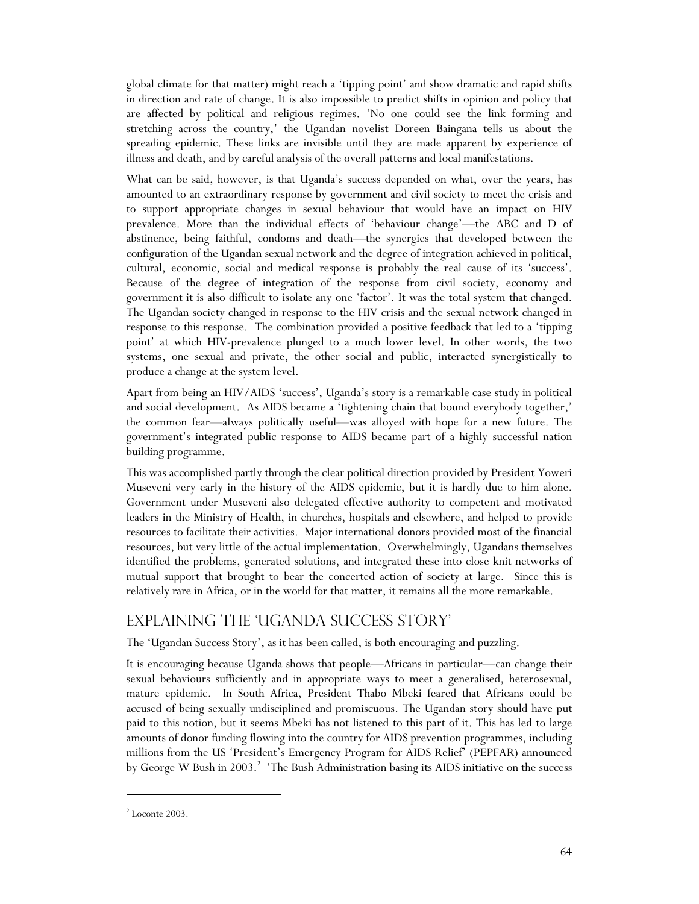global climate for that matter) might reach a 'tipping point' and show dramatic and rapid shifts in direction and rate of change. It is also impossible to predict shifts in opinion and policy that are affected by political and religious regimes. 'No one could see the link forming and stretching across the country,' the Ugandan novelist Doreen Baingana tells us about the spreading epidemic. These links are invisible until they are made apparent by experience of illness and death, and by careful analysis of the overall patterns and local manifestations.

What can be said, however, is that Uganda's success depended on what, over the years, has amounted to an extraordinary response by government and civil society to meet the crisis and to support appropriate changes in sexual behaviour that would have an impact on HIV prevalence. More than the individual effects of 'behaviour change'—the ABC and D of abstinence, being faithful, condoms and death—the synergies that developed between the configuration of the Ugandan sexual network and the degree of integration achieved in political, cultural, economic, social and medical response is probably the real cause of its 'success'. Because of the degree of integration of the response from civil society, economy and government it is also difficult to isolate any one 'factor'. It was the total system that changed. The Ugandan society changed in response to the HIV crisis and the sexual network changed in response to this response. The combination provided a positive feedback that led to a 'tipping point' at which HIV-prevalence plunged to a much lower level. In other words, the two systems, one sexual and private, the other social and public, interacted synergistically to produce a change at the system level.

Apart from being an HIV/AIDS 'success', Uganda's story is a remarkable case study in political and social development. As AIDS became a 'tightening chain that bound everybody together,' the common fear—always politically useful—was alloyed with hope for a new future. The government's integrated public response to AIDS became part of a highly successful nation building programme.

This was accomplished partly through the clear political direction provided by President Yoweri Museveni very early in the history of the AIDS epidemic, but it is hardly due to him alone. Government under Museveni also delegated effective authority to competent and motivated leaders in the Ministry of Health, in churches, hospitals and elsewhere, and helped to provide resources to facilitate their activities. Major international donors provided most of the financial resources, but very little of the actual implementation. Overwhelmingly, Ugandans themselves identified the problems, generated solutions, and integrated these into close knit networks of mutual support that brought to bear the concerted action of society at large. Since this is relatively rare in Africa, or in the world for that matter, it remains all the more remarkable.

## Explaining the 'Uganda Success Story'

The 'Ugandan Success Story', as it has been called, is both encouraging and puzzling.

It is encouraging because Uganda shows that people—Africans in particular—can change their sexual behaviours sufficiently and in appropriate ways to meet a generalised, heterosexual, mature epidemic. In South Africa, President Thabo Mbeki feared that Africans could be accused of being sexually undisciplined and promiscuous. The Ugandan story should have put paid to this notion, but it seems Mbeki has not listened to this part of it. This has led to large amounts of donor funding flowing into the country for AIDS prevention programmes, including millions from the US 'President's Emergency Program for AIDS Relief' (PEPFAR) announced by George W Bush in 2003.[2] 'The Bush Administration basing its AIDS initiative on the success

---

[2] Loconte 2003.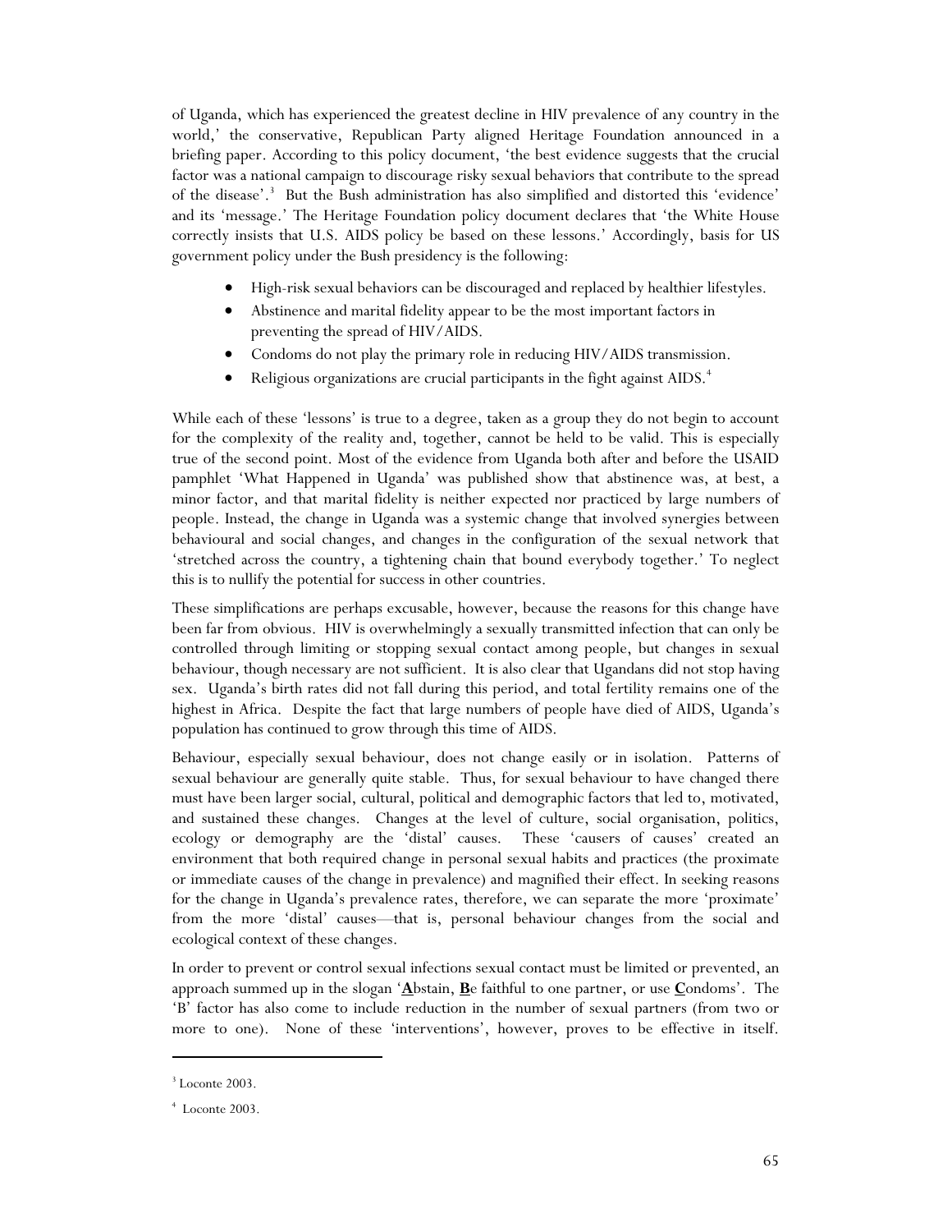of Uganda, which has experienced the greatest decline in HIV prevalence of any country in the world,' the conservative, Republican Party aligned Heritage Foundation announced in a briefing paper. According to this policy document, 'the best evidence suggests that the crucial factor was a national campaign to discourage risky sexual behaviors that contribute to the spread of the disease'.[3] But the Bush administration has also simplified and distorted this 'evidence' and its 'message.' The Heritage Foundation policy document declares that 'the White House correctly insists that U.S. AIDS policy be based on these lessons.' Accordingly, basis for US government policy under the Bush presidency is the following:

- High-risk sexual behaviors can be discouraged and replaced by healthier lifestyles.
- Abstinence and marital fidelity appear to be the most important factors in preventing the spread of HIV/AIDS.
- Condoms do not play the primary role in reducing HIV/AIDS transmission.
- Religious organizations are crucial participants in the fight against AIDS.[4]

While each of these 'lessons' is true to a degree, taken as a group they do not begin to account for the complexity of the reality and, together, cannot be held to be valid. This is especially true of the second point. Most of the evidence from Uganda both after and before the USAID pamphlet 'What Happened in Uganda' was published show that abstinence was, at best, a minor factor, and that marital fidelity is neither expected nor practiced by large numbers of people. Instead, the change in Uganda was a systemic change that involved synergies between behavioural and social changes, and changes in the configuration of the sexual network that 'stretched across the country, a tightening chain that bound everybody together.' To neglect this is to nullify the potential for success in other countries.

These simplifications are perhaps excusable, however, because the reasons for this change have been far from obvious. HIV is overwhelmingly a sexually transmitted infection that can only be controlled through limiting or stopping sexual contact among people, but changes in sexual behaviour, though necessary are not sufficient. It is also clear that Ugandans did not stop having sex. Uganda's birth rates did not fall during this period, and total fertility remains one of the highest in Africa. Despite the fact that large numbers of people have died of AIDS, Uganda's population has continued to grow through this time of AIDS.

Behaviour, especially sexual behaviour, does not change easily or in isolation. Patterns of sexual behaviour are generally quite stable. Thus, for sexual behaviour to have changed there must have been larger social, cultural, political and demographic factors that led to, motivated, and sustained these changes. Changes at the level of culture, social organisation, politics, ecology or demography are the 'distal' causes. These 'causers of causes' created an environment that both required change in personal sexual habits and practices (the proximate or immediate causes of the change in prevalence) and magnified their effect. In seeking reasons for the change in Uganda's prevalence rates, therefore, we can separate the more 'proximate' from the more 'distal' causes—that is, personal behaviour changes from the social and ecological context of these changes.

In order to prevent or control sexual infections sexual contact must be limited or prevented, an approach summed up in the slogan '**A**bstain, **B**e faithful to one partner, or use **C**ondoms'. The 'B' factor has also come to include reduction in the number of sexual partners (from two or more to one). None of these 'interventions', however, proves to be effective in itself.

[3] Loconte 2003.

[4] Loconte 2003.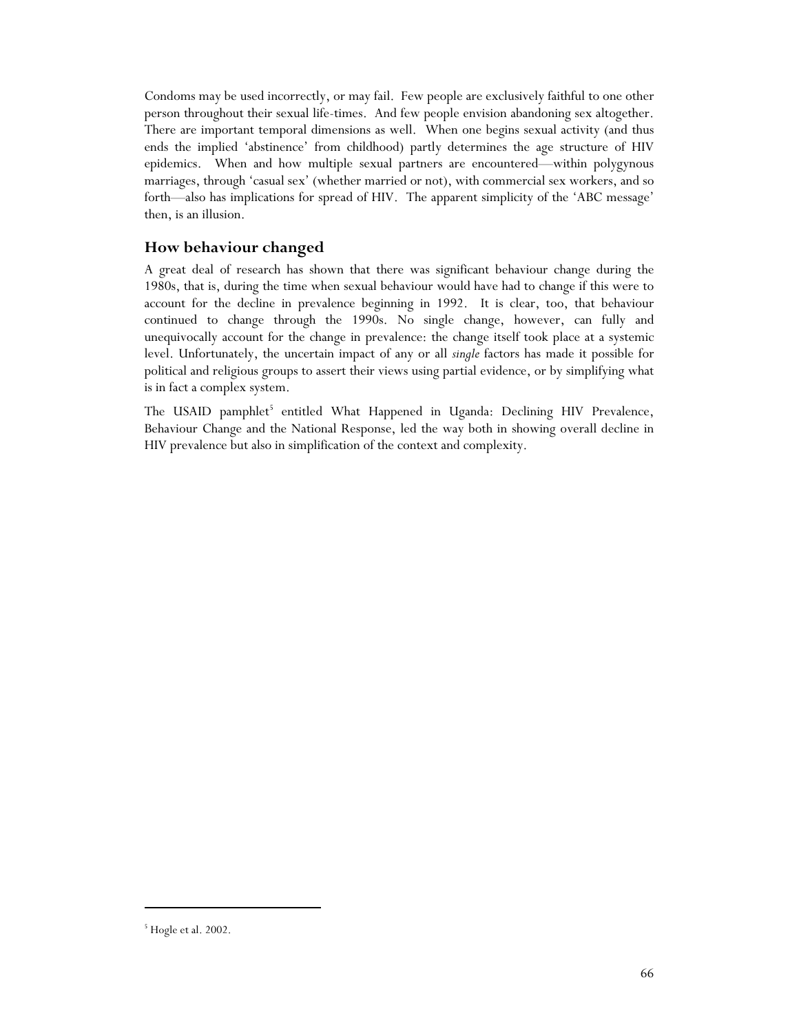Condoms may be used incorrectly, or may fail. Few people are exclusively faithful to one other person throughout their sexual life-times. And few people envision abandoning sex altogether. There are important temporal dimensions as well. When one begins sexual activity (and thus ends the implied 'abstinence' from childhood) partly determines the age structure of HIV epidemics. When and how multiple sexual partners are encountered—within polygynous marriages, through 'casual sex' (whether married or not), with commercial sex workers, and so forth—also has implications for spread of HIV. The apparent simplicity of the 'ABC message' then, is an illusion.

## How behaviour changed

A great deal of research has shown that there was significant behaviour change during the 1980s, that is, during the time when sexual behaviour would have had to change if this were to account for the decline in prevalence beginning in 1992. It is clear, too, that behaviour continued to change through the 1990s. No single change, however, can fully and unequivocally account for the change in prevalence: the change itself took place at a systemic level. Unfortunately, the uncertain impact of any or all *single* factors has made it possible for political and religious groups to assert their views using partial evidence, or by simplifying what is in fact a complex system.

The USAID pamphlet[5] entitled What Happened in Uganda: Declining HIV Prevalence, Behaviour Change and the National Response, led the way both in showing overall decline in HIV prevalence but also in simplification of the context and complexity.

[5] Hogle et al. 2002.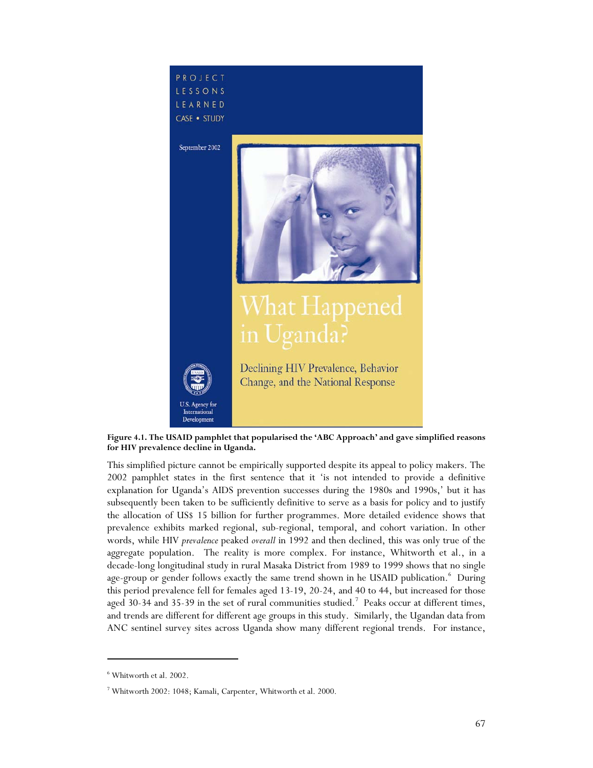**Figure 4.1. The USAID pamphlet that popularised the 'ABC Approach' and gave simplified reasons for HIV prevalence decline in Uganda.**

This simplified picture cannot be empirically supported despite its appeal to policy makers. The 2002 pamphlet states in the first sentence that it 'is not intended to provide a definitive explanation for Uganda's AIDS prevention successes during the 1980s and 1990s,' but it has subsequently been taken to be sufficiently definitive to serve as a basis for policy and to justify the allocation of US$ 15 billion for further programmes. More detailed evidence shows that prevalence exhibits marked regional, sub-regional, temporal, and cohort variation. In other words, while HIV *prevalence* peaked *overall* in 1992 and then declined, this was only true of the aggregate population. The reality is more complex. For instance, Whitworth et al., in a decade-long longitudinal study in rural Masaka District from 1989 to 1999 shows that no single age-group or gender follows exactly the same trend shown in he USAID publication.[6] During this period prevalence fell for females aged 13-19, 20-24, and 40 to 44, but increased for those aged 30-34 and 35-39 in the set of rural communities studied.[7] Peaks occur at different times, and trends are different for different age groups in this study. Similarly, the Ugandan data from ANC sentinel survey sites across Uganda show many different regional trends. For instance,

---

[6] Whitworth et al. 2002.

[7] Whitworth 2002: 1048; Kamali, Carpenter, Whitworth et al. 2000.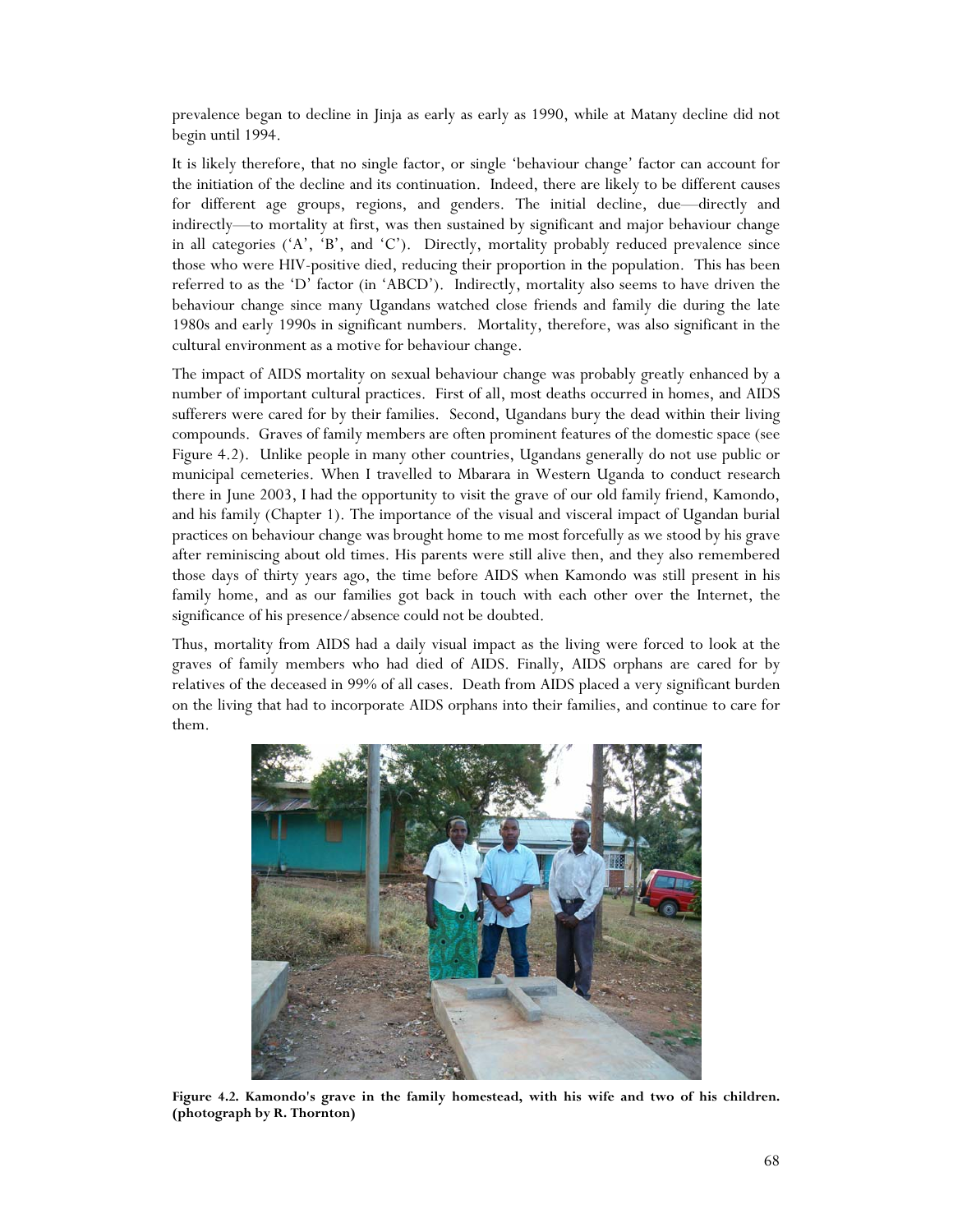prevalence began to decline in Jinja as early as early as 1990, while at Matany decline did not begin until 1994.

It is likely therefore, that no single factor, or single 'behaviour change' factor can account for the initiation of the decline and its continuation. Indeed, there are likely to be different causes for different age groups, regions, and genders. The initial decline, due—directly and indirectly—to mortality at first, was then sustained by significant and major behaviour change in all categories ('A', 'B', and 'C'). Directly, mortality probably reduced prevalence since those who were HIV-positive died, reducing their proportion in the population. This has been referred to as the 'D' factor (in 'ABCD'). Indirectly, mortality also seems to have driven the behaviour change since many Ugandans watched close friends and family die during the late 1980s and early 1990s in significant numbers. Mortality, therefore, was also significant in the cultural environment as a motive for behaviour change.

The impact of AIDS mortality on sexual behaviour change was probably greatly enhanced by a number of important cultural practices. First of all, most deaths occurred in homes, and AIDS sufferers were cared for by their families. Second, Ugandans bury the dead within their living compounds. Graves of family members are often prominent features of the domestic space (see Figure 4.2). Unlike people in many other countries, Ugandans generally do not use public or municipal cemeteries. When I travelled to Mbarara in Western Uganda to conduct research there in June 2003, I had the opportunity to visit the grave of our old family friend, Kamondo, and his family (Chapter 1). The importance of the visual and visceral impact of Ugandan burial practices on behaviour change was brought home to me most forcefully as we stood by his grave after reminiscing about old times. His parents were still alive then, and they also remembered those days of thirty years ago, the time before AIDS when Kamondo was still present in his family home, and as our families got back in touch with each other over the Internet, the significance of his presence/absence could not be doubted.

Thus, mortality from AIDS had a daily visual impact as the living were forced to look at the graves of family members who had died of AIDS. Finally, AIDS orphans are cared for by relatives of the deceased in 99% of all cases. Death from AIDS placed a very significant burden on the living that had to incorporate AIDS orphans into their families, and continue to care for them.

**Figure 4.2. Kamondo's grave in the family homestead, with his wife and two of his children. (photograph by R. Thornton)**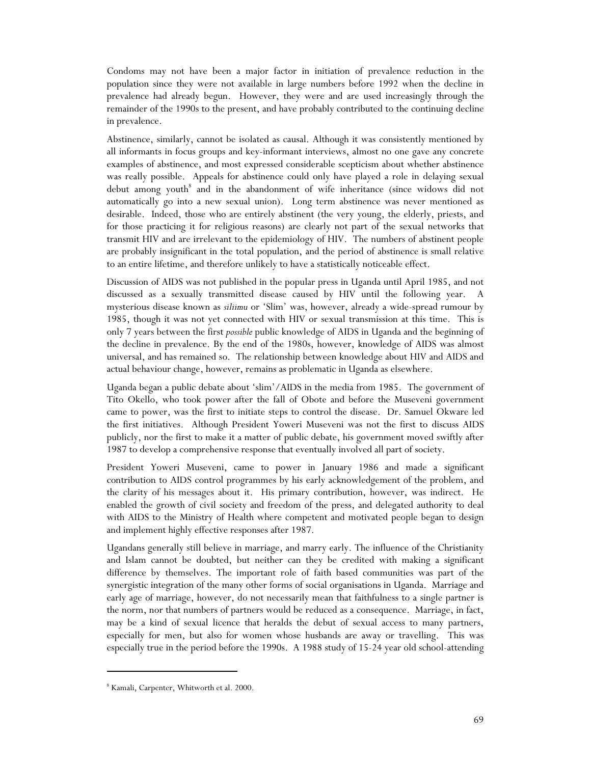Condoms may not have been a major factor in initiation of prevalence reduction in the population since they were not available in large numbers before 1992 when the decline in prevalence had already begun. However, they were and are used increasingly through the remainder of the 1990s to the present, and have probably contributed to the continuing decline in prevalence.

Abstinence, similarly, cannot be isolated as causal. Although it was consistently mentioned by all informants in focus groups and key-informant interviews, almost no one gave any concrete examples of abstinence, and most expressed considerable scepticism about whether abstinence was really possible. Appeals for abstinence could only have played a role in delaying sexual debut among youth[8] and in the abandonment of wife inheritance (since widows did not automatically go into a new sexual union). Long term abstinence was never mentioned as desirable. Indeed, those who are entirely abstinent (the very young, the elderly, priests, and for those practicing it for religious reasons) are clearly not part of the sexual networks that transmit HIV and are irrelevant to the epidemiology of HIV. The numbers of abstinent people are probably insignificant in the total population, and the period of abstinence is small relative to an entire lifetime, and therefore unlikely to have a statistically noticeable effect.

Discussion of AIDS was not published in the popular press in Uganda until April 1985, and not discussed as a sexually transmitted disease caused by HIV until the following year. A mysterious disease known as *siliimu* or 'Slim' was, however, already a wide-spread rumour by 1985, though it was not yet connected with HIV or sexual transmission at this time. This is only 7 years between the first *possible* public knowledge of AIDS in Uganda and the beginning of the decline in prevalence. By the end of the 1980s, however, knowledge of AIDS was almost universal, and has remained so. The relationship between knowledge about HIV and AIDS and actual behaviour change, however, remains as problematic in Uganda as elsewhere.

Uganda began a public debate about 'slim'/AIDS in the media from 1985. The government of Tito Okello, who took power after the fall of Obote and before the Museveni government came to power, was the first to initiate steps to control the disease. Dr. Samuel Okware led the first initiatives. Although President Yoweri Museveni was not the first to discuss AIDS publicly, nor the first to make it a matter of public debate, his government moved swiftly after 1987 to develop a comprehensive response that eventually involved all part of society.

President Yoweri Museveni, came to power in January 1986 and made a significant contribution to AIDS control programmes by his early acknowledgement of the problem, and the clarity of his messages about it. His primary contribution, however, was indirect. He enabled the growth of civil society and freedom of the press, and delegated authority to deal with AIDS to the Ministry of Health where competent and motivated people began to design and implement highly effective responses after 1987.

Ugandans generally still believe in marriage, and marry early. The influence of the Christianity and Islam cannot be doubted, but neither can they be credited with making a significant difference by themselves. The important role of faith based communities was part of the synergistic integration of the many other forms of social organisations in Uganda. Marriage and early age of marriage, however, do not necessarily mean that faithfulness to a single partner is the norm, nor that numbers of partners would be reduced as a consequence. Marriage, in fact, may be a kind of sexual licence that heralds the debut of sexual access to many partners, especially for men, but also for women whose husbands are away or travelling. This was especially true in the period before the 1990s. A 1988 study of 15-24 year old school-attending

---

[8] Kamali, Carpenter, Whitworth et al. 2000.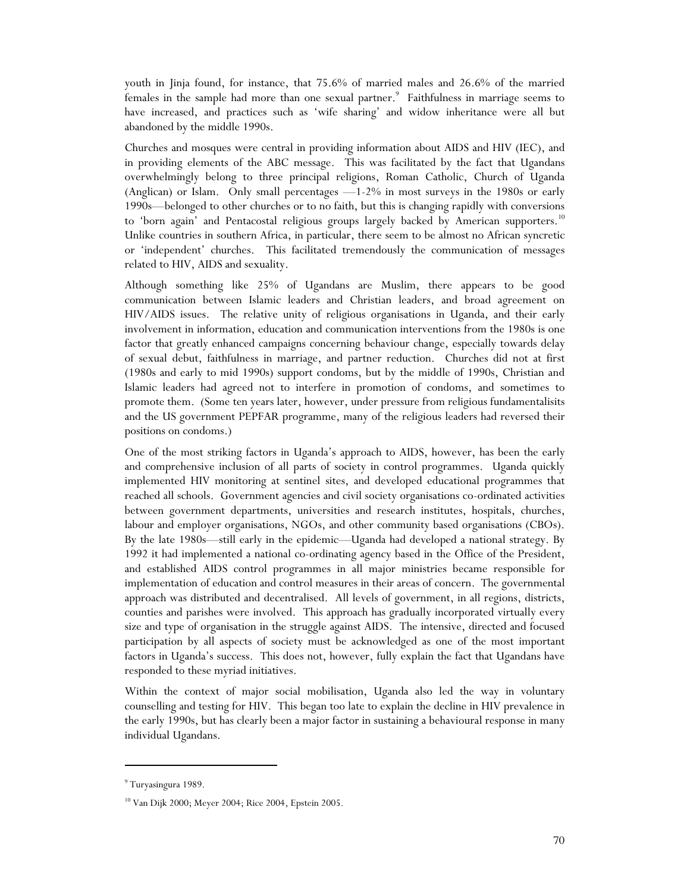youth in Jinja found, for instance, that 75.6% of married males and 26.6% of the married females in the sample had more than one sexual partner.[9] Faithfulness in marriage seems to have increased, and practices such as 'wife sharing' and widow inheritance were all but abandoned by the middle 1990s.

Churches and mosques were central in providing information about AIDS and HIV (IEC), and in providing elements of the ABC message. This was facilitated by the fact that Ugandans overwhelmingly belong to three principal religions, Roman Catholic, Church of Uganda (Anglican) or Islam. Only small percentages —1-2% in most surveys in the 1980s or early 1990s—belonged to other churches or to no faith, but this is changing rapidly with conversions to 'born again' and Pentacostal religious groups largely backed by American supporters.[10] Unlike countries in southern Africa, in particular, there seem to be almost no African syncretic or 'independent' churches. This facilitated tremendously the communication of messages related to HIV, AIDS and sexuality.

Although something like 25% of Ugandans are Muslim, there appears to be good communication between Islamic leaders and Christian leaders, and broad agreement on HIV/AIDS issues. The relative unity of religious organisations in Uganda, and their early involvement in information, education and communication interventions from the 1980s is one factor that greatly enhanced campaigns concerning behaviour change, especially towards delay of sexual debut, faithfulness in marriage, and partner reduction. Churches did not at first (1980s and early to mid 1990s) support condoms, but by the middle of 1990s, Christian and Islamic leaders had agreed not to interfere in promotion of condoms, and sometimes to promote them. (Some ten years later, however, under pressure from religious fundamentalisits and the US government PEPFAR programme, many of the religious leaders had reversed their positions on condoms.)

One of the most striking factors in Uganda's approach to AIDS, however, has been the early and comprehensive inclusion of all parts of society in control programmes. Uganda quickly implemented HIV monitoring at sentinel sites, and developed educational programmes that reached all schools. Government agencies and civil society organisations co-ordinated activities between government departments, universities and research institutes, hospitals, churches, labour and employer organisations, NGOs, and other community based organisations (CBOs). By the late 1980s—still early in the epidemic—Uganda had developed a national strategy. By 1992 it had implemented a national co-ordinating agency based in the Office of the President, and established AIDS control programmes in all major ministries became responsible for implementation of education and control measures in their areas of concern. The governmental approach was distributed and decentralised. All levels of government, in all regions, districts, counties and parishes were involved. This approach has gradually incorporated virtually every size and type of organisation in the struggle against AIDS. The intensive, directed and focused participation by all aspects of society must be acknowledged as one of the most important factors in Uganda's success. This does not, however, fully explain the fact that Ugandans have responded to these myriad initiatives.

Within the context of major social mobilisation, Uganda also led the way in voluntary counselling and testing for HIV. This began too late to explain the decline in HIV prevalence in the early 1990s, but has clearly been a major factor in sustaining a behavioural response in many individual Ugandans.

---

[9] Turyasingura 1989.

[10] Van Dijk 2000; Meyer 2004; Rice 2004, Epstein 2005.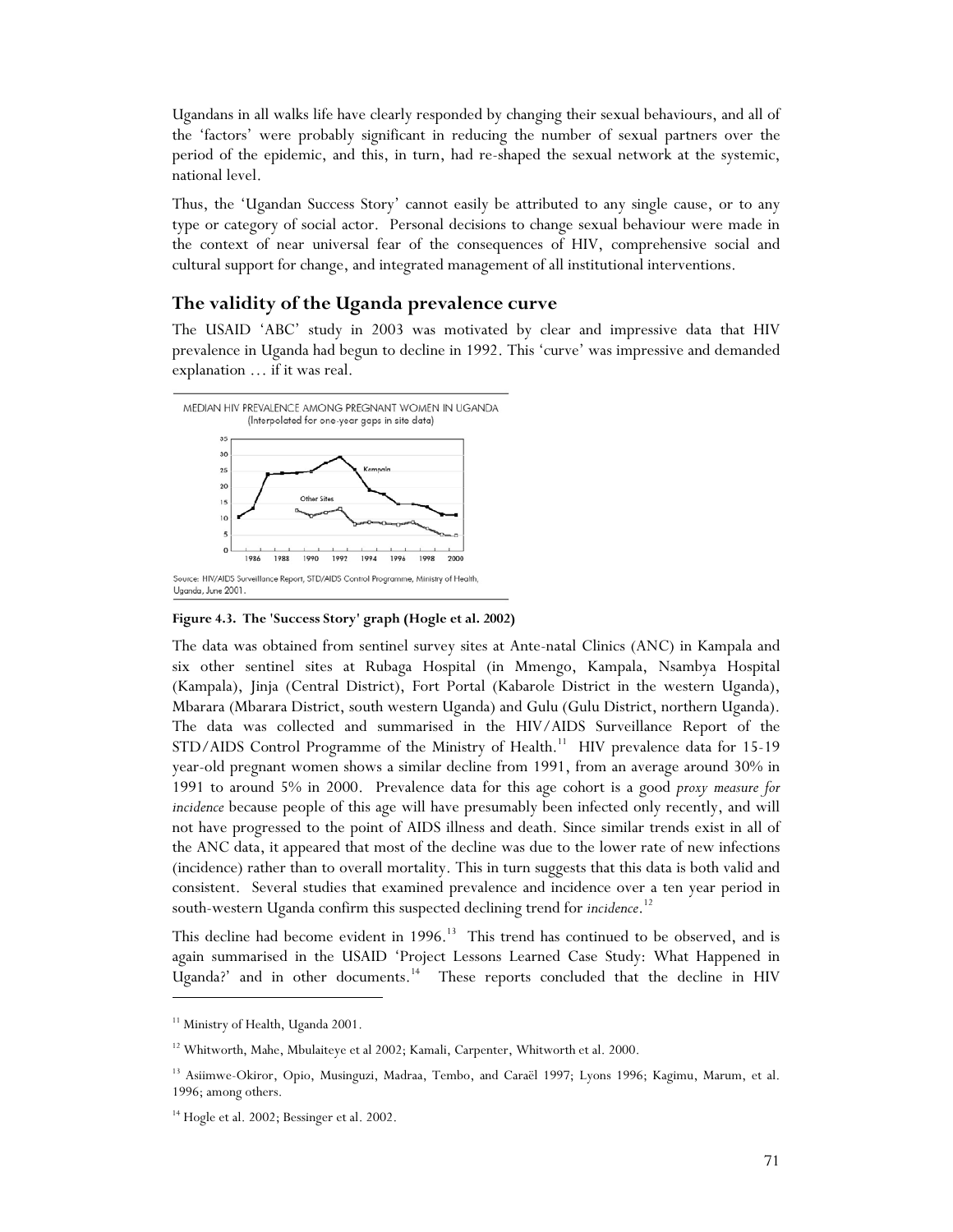Ugandans in all walks life have clearly responded by changing their sexual behaviours, and all of the 'factors' were probably significant in reducing the number of sexual partners over the period of the epidemic, and this, in turn, had re-shaped the sexual network at the systemic, national level.

Thus, the 'Ugandan Success Story' cannot easily be attributed to any single cause, or to any type or category of social actor. Personal decisions to change sexual behaviour were made in the context of near universal fear of the consequences of HIV, comprehensive social and cultural support for change, and integrated management of all institutional interventions.

## The validity of the Uganda prevalence curve

The USAID 'ABC' study in 2003 was motivated by clear and impressive data that HIV prevalence in Uganda had begun to decline in 1992. This 'curve' was impressive and demanded explanation … if it was real.

MEDIAN HIV PREVALENCE AMONG PREGNANT WOMEN IN UGANDA
(Interpolated for one-year gaps in site data)

Source: HIV/AIDS Surveillance Report, STD/AIDS Control Programme, Ministry of Health, Uganda, June 2001.

**Figure 4.3. The 'Success Story' graph (Hogle et al. 2002)**

The data was obtained from sentinel survey sites at Ante-natal Clinics (ANC) in Kampala and six other sentinel sites at Rubaga Hospital (in Mmengo, Kampala, Nsambya Hospital (Kampala), Jinja (Central District), Fort Portal (Kabarole District in the western Uganda), Mbarara (Mbarara District, south western Uganda) and Gulu (Gulu District, northern Uganda). The data was collected and summarised in the HIV/AIDS Surveillance Report of the STD/AIDS Control Programme of the Ministry of Health.[11] HIV prevalence data for 15-19 year-old pregnant women shows a similar decline from 1991, from an average around 30% in 1991 to around 5% in 2000. Prevalence data for this age cohort is a good *proxy measure for incidence* because people of this age will have presumably been infected only recently, and will not have progressed to the point of AIDS illness and death. Since similar trends exist in all of the ANC data, it appeared that most of the decline was due to the lower rate of new infections (incidence) rather than to overall mortality. This in turn suggests that this data is both valid and consistent. Several studies that examined prevalence and incidence over a ten year period in south-western Uganda confirm this suspected declining trend for *incidence*.[12]

This decline had become evident in 1996.[13] This trend has continued to be observed, and is again summarised in the USAID 'Project Lessons Learned Case Study: What Happened in Uganda?' and in other documents.[14] These reports concluded that the decline in HIV

[11] Ministry of Health, Uganda 2001.

[12] Whitworth, Mahe, Mbulaiteye et al 2002; Kamali, Carpenter, Whitworth et al. 2000.

[13] Asiimwe-Okiror, Opio, Musinguzi, Madraa, Tembo, and Caraël 1997; Lyons 1996; Kagimu, Marum, et al. 1996; among others.

[14] Hogle et al. 2002; Bessinger et al. 2002.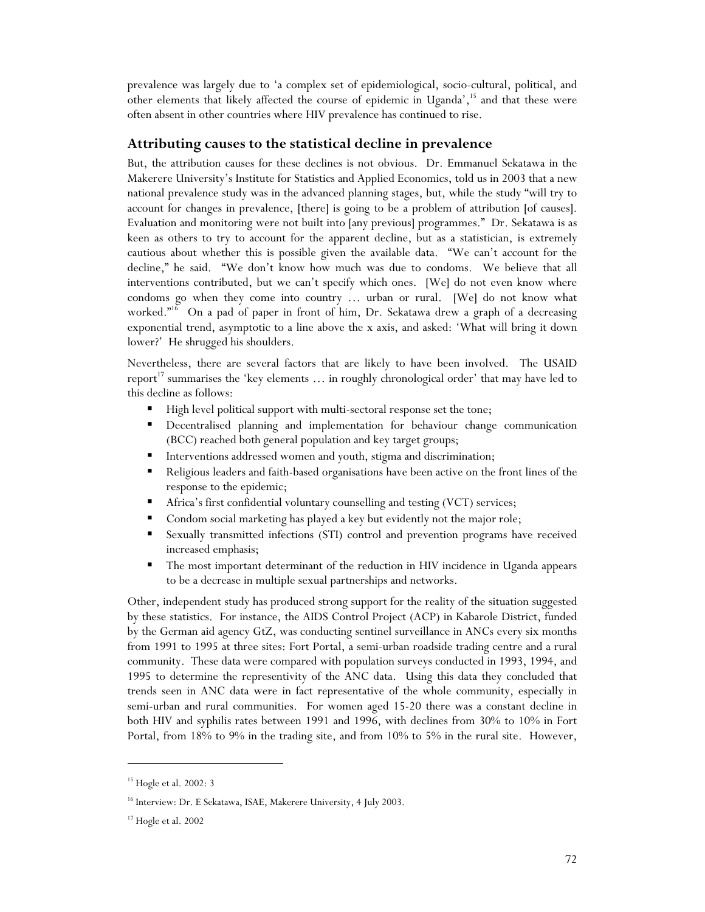prevalence was largely due to 'a complex set of epidemiological, socio-cultural, political, and other elements that likely affected the course of epidemic in Uganda',[15] and that these were often absent in other countries where HIV prevalence has continued to rise.

## Attributing causes to the statistical decline in prevalence

But, the attribution causes for these declines is not obvious. Dr. Emmanuel Sekatawa in the Makerere University's Institute for Statistics and Applied Economics, told us in 2003 that a new national prevalence study was in the advanced planning stages, but, while the study "will try to account for changes in prevalence, [there] is going to be a problem of attribution [of causes]. Evaluation and monitoring were not built into [any previous] programmes." Dr. Sekatawa is as keen as others to try to account for the apparent decline, but as a statistician, is extremely cautious about whether this is possible given the available data. "We can't account for the decline," he said. "We don't know how much was due to condoms. We believe that all interventions contributed, but we can't specify which ones. [We] do not even know where condoms go when they come into country … urban or rural. [We] do not know what worked."[16] On a pad of paper in front of him, Dr. Sekatawa drew a graph of a decreasing exponential trend, asymptotic to a line above the x axis, and asked: 'What will bring it down lower?' He shrugged his shoulders.

Nevertheless, there are several factors that are likely to have been involved. The USAID report[17] summarises the 'key elements … in roughly chronological order' that may have led to this decline as follows:

- High level political support with multi-sectoral response set the tone;
- Decentralised planning and implementation for behaviour change communication (BCC) reached both general population and key target groups;
- Interventions addressed women and youth, stigma and discrimination;
- Religious leaders and faith-based organisations have been active on the front lines of the response to the epidemic;
- Africa's first confidential voluntary counselling and testing (VCT) services;
- Condom social marketing has played a key but evidently not the major role;
- Sexually transmitted infections (STI) control and prevention programs have received increased emphasis;
- The most important determinant of the reduction in HIV incidence in Uganda appears to be a decrease in multiple sexual partnerships and networks.

Other, independent study has produced strong support for the reality of the situation suggested by these statistics. For instance, the AIDS Control Project (ACP) in Kabarole District, funded by the German aid agency GtZ, was conducting sentinel surveillance in ANCs every six months from 1991 to 1995 at three sites: Fort Portal, a semi-urban roadside trading centre and a rural community. These data were compared with population surveys conducted in 1993, 1994, and 1995 to determine the representivity of the ANC data. Using this data they concluded that trends seen in ANC data were in fact representative of the whole community, especially in semi-urban and rural communities. For women aged 15-20 there was a constant decline in both HIV and syphilis rates between 1991 and 1996, with declines from 30% to 10% in Fort Portal, from 18% to 9% in the trading site, and from 10% to 5% in the rural site. However,

---

[15] Hogle et al. 2002: 3

[16] Interview: Dr. E Sekatawa, ISAE, Makerere University, 4 July 2003.

[17] Hogle et al. 2002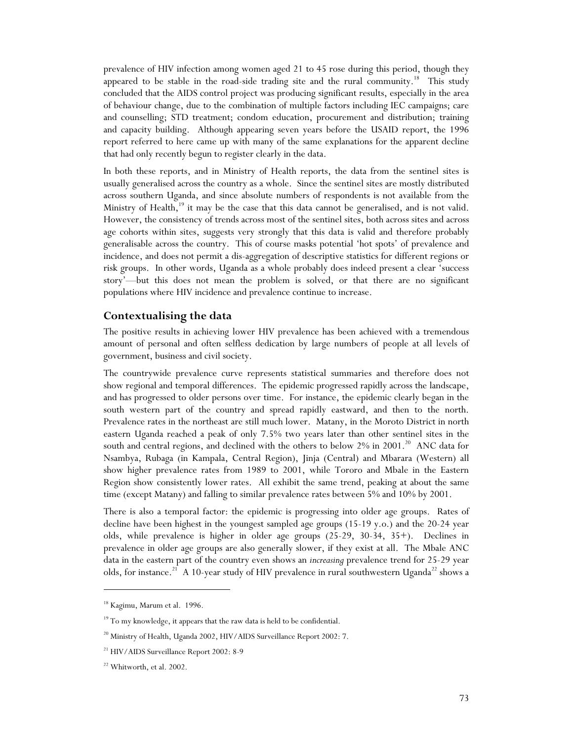prevalence of HIV infection among women aged 21 to 45 rose during this period, though they appeared to be stable in the road-side trading site and the rural community.[18] This study concluded that the AIDS control project was producing significant results, especially in the area of behaviour change, due to the combination of multiple factors including IEC campaigns; care and counselling; STD treatment; condom education, procurement and distribution; training and capacity building. Although appearing seven years before the USAID report, the 1996 report referred to here came up with many of the same explanations for the apparent decline that had only recently begun to register clearly in the data.

In both these reports, and in Ministry of Health reports, the data from the sentinel sites is usually generalised across the country as a whole. Since the sentinel sites are mostly distributed across southern Uganda, and since absolute numbers of respondents is not available from the Ministry of Health,[19] it may be the case that this data cannot be generalised, and is not valid. However, the consistency of trends across most of the sentinel sites, both across sites and across age cohorts within sites, suggests very strongly that this data is valid and therefore probably generalisable across the country. This of course masks potential 'hot spots' of prevalence and incidence, and does not permit a dis-aggregation of descriptive statistics for different regions or risk groups. In other words, Uganda as a whole probably does indeed present a clear 'success story'—but this does not mean the problem is solved, or that there are no significant populations where HIV incidence and prevalence continue to increase.

## Contextualising the data

The positive results in achieving lower HIV prevalence has been achieved with a tremendous amount of personal and often selfless dedication by large numbers of people at all levels of government, business and civil society.

The countrywide prevalence curve represents statistical summaries and therefore does not show regional and temporal differences. The epidemic progressed rapidly across the landscape, and has progressed to older persons over time. For instance, the epidemic clearly began in the south western part of the country and spread rapidly eastward, and then to the north. Prevalence rates in the northeast are still much lower. Matany, in the Moroto District in north eastern Uganda reached a peak of only 7.5% two years later than other sentinel sites in the south and central regions, and declined with the others to below 2% in 2001.[20] ANC data for Nsambya, Rubaga (in Kampala, Central Region), Jinja (Central) and Mbarara (Western) all show higher prevalence rates from 1989 to 2001, while Tororo and Mbale in the Eastern Region show consistently lower rates. All exhibit the same trend, peaking at about the same time (except Matany) and falling to similar prevalence rates between 5% and 10% by 2001.

There is also a temporal factor: the epidemic is progressing into older age groups. Rates of decline have been highest in the youngest sampled age groups (15-19 y.o.) and the 20-24 year olds, while prevalence is higher in older age groups (25-29, 30-34, 35+). Declines in prevalence in older age groups are also generally slower, if they exist at all. The Mbale ANC data in the eastern part of the country even shows an *increasing* prevalence trend for 25-29 year olds, for instance.[21] A 10-year study of HIV prevalence in rural southwestern Uganda[22] shows a

---

[18] Kagimu, Marum et al. 1996.

[19] To my knowledge, it appears that the raw data is held to be confidential.

[20] Ministry of Health, Uganda 2002, HIV/AIDS Surveillance Report 2002: 7.

[21] HIV/AIDS Surveillance Report 2002: 8-9

[22] Whitworth, et al. 2002.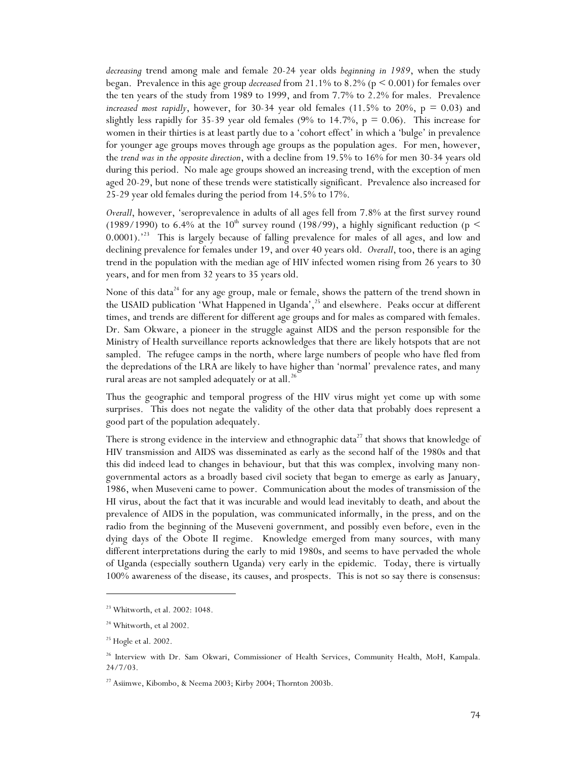*decreasing* trend among male and female 20-24 year olds *beginning in 1989*, when the study began. Prevalence in this age group *decreased* from 21.1% to 8.2% ($p < 0.001$) for females over the ten years of the study from 1989 to 1999, and from 7.7% to 2.2% for males. Prevalence *increased most rapidly*, however, for 30-34 year old females (11.5% to 20%, $p = 0.03$) and slightly less rapidly for 35-39 year old females (9% to 14.7%, $p = 0.06$). This increase for women in their thirties is at least partly due to a 'cohort effect' in which a 'bulge' in prevalence for younger age groups moves through age groups as the population ages. For men, however, the *trend was in the opposite direction*, with a decline from 19.5% to 16% for men 30-34 years old during this period. No male age groups showed an increasing trend, with the exception of men aged 20-29, but none of these trends were statistically significant. Prevalence also increased for 25-29 year old females during the period from 14.5% to 17%.

*Overall*, however, 'seroprevalence in adults of all ages fell from 7.8% at the first survey round (1989/1990) to 6.4% at the 10th survey round (198/99), a highly significant reduction ($p < 0.0001$).'[23] This is largely because of falling prevalence for males of all ages, and low and declining prevalence for females under 19, and over 40 years old. *Overall*, too, there is an aging trend in the population with the median age of HIV infected women rising from 26 years to 30 years, and for men from 32 years to 35 years old.

None of this data[24] for any age group, male or female, shows the pattern of the trend shown in the USAID publication 'What Happened in Uganda',[25] and elsewhere. Peaks occur at different times, and trends are different for different age groups and for males as compared with females. Dr. Sam Okware, a pioneer in the struggle against AIDS and the person responsible for the Ministry of Health surveillance reports acknowledges that there are likely hotspots that are not sampled. The refugee camps in the north, where large numbers of people who have fled from the depredations of the LRA are likely to have higher than 'normal' prevalence rates, and many rural areas are not sampled adequately or at all.[26]

Thus the geographic and temporal progress of the HIV virus might yet come up with some surprises. This does not negate the validity of the other data that probably does represent a good part of the population adequately.

There is strong evidence in the interview and ethnographic data[27] that shows that knowledge of HIV transmission and AIDS was disseminated as early as the second half of the 1980s and that this did indeed lead to changes in behaviour, but that this was complex, involving many non-governmental actors as a broadly based civil society that began to emerge as early as January, 1986, when Museveni came to power. Communication about the modes of transmission of the HI virus, about the fact that it was incurable and would lead inevitably to death, and about the prevalence of AIDS in the population, was communicated informally, in the press, and on the radio from the beginning of the Museveni government, and possibly even before, even in the dying days of the Obote II regime. Knowledge emerged from many sources, with many different interpretations during the early to mid 1980s, and seems to have pervaded the whole of Uganda (especially southern Uganda) very early in the epidemic. Today, there is virtually 100% awareness of the disease, its causes, and prospects. This is not so say there is consensus:

---

[23] Whitworth, et al. 2002: 1048.

[24] Whitworth, et al 2002.

[25] Hogle et al. 2002.

[26] Interview with Dr. Sam Okwari, Commissioner of Health Services, Community Health, MoH, Kampala. 24/7/03.

[27] Asiimwe, Kibombo, & Neema 2003; Kirby 2004; Thornton 2003b.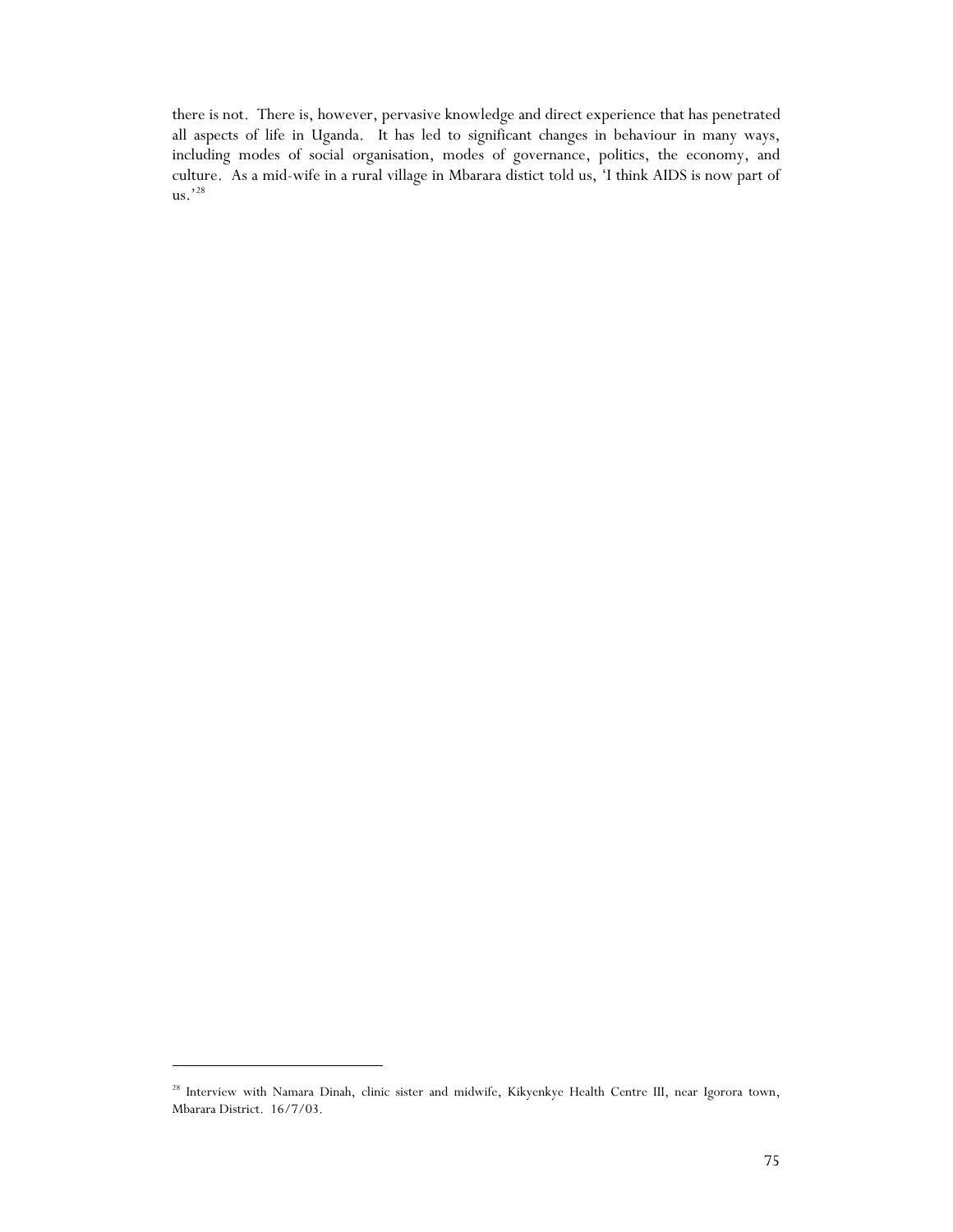there is not. There is, however, pervasive knowledge and direct experience that has penetrated all aspects of life in Uganda. It has led to significant changes in behaviour in many ways, including modes of social organisation, modes of governance, politics, the economy, and culture. As a mid-wife in a rural village in Mbarara distict told us, 'I think AIDS is now part of us.'[28]

[28] Interview with Namara Dinah, clinic sister and midwife, Kikyenkye Health Centre III, near Igorora town, Mbarara District. 16/7/03.